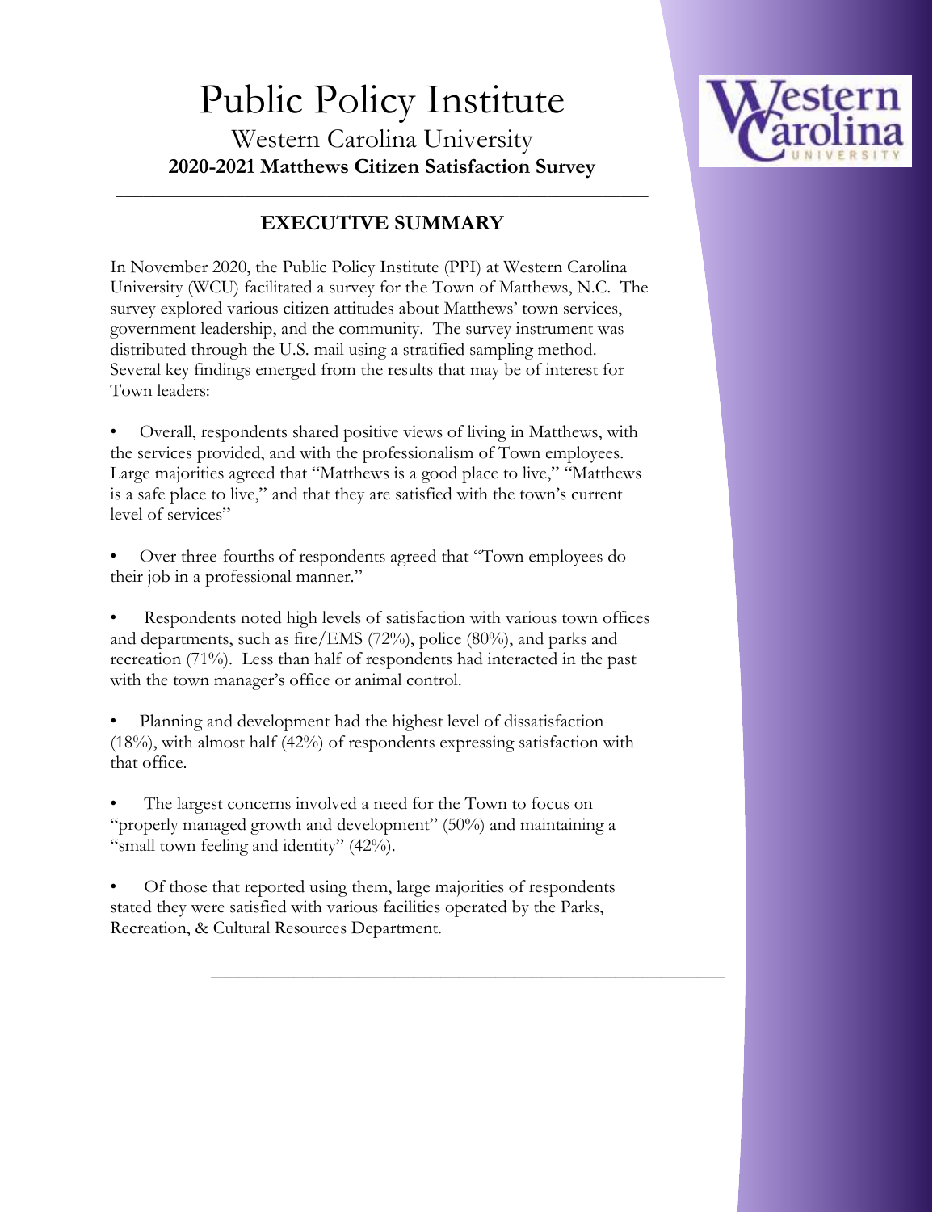# Public Policy Institute

## Western Carolina University

**2020-2021 Matthews Citizen Satisfaction Survey**

---

## EXECUTIVE SUMMARY

In November 2020, the Public Policy Institute (PPI) at Western Carolina University (WCU) facilitated a survey for the Town of Matthews, N.C. The survey explored various citizen attitudes about Matthews' town services, government leadership, and the community. The survey instrument was distributed through the U.S. mail using a stratified sampling method. Several key findings emerged from the results that may be of interest for Town leaders:

- Overall, respondents shared positive views of living in Matthews, with the services provided, and with the professionalism of Town employees. Large majorities agreed that "Matthews is a good place to live," "Matthews is a safe place to live," and that they are satisfied with the town's current level of services"

- Over three-fourths of respondents agreed that "Town employees do their job in a professional manner."

- Respondents noted high levels of satisfaction with various town offices and departments, such as fire/EMS (72%), police (80%), and parks and recreation (71%). Less than half of respondents had interacted in the past with the town manager's office or animal control.

- Planning and development had the highest level of dissatisfaction (18%), with almost half (42%) of respondents expressing satisfaction with that office.

- The largest concerns involved a need for the Town to focus on "properly managed growth and development" (50%) and maintaining a "small town feeling and identity" (42%).

- Of those that reported using them, large majorities of respondents stated they were satisfied with various facilities operated by the Parks, Recreation, & Cultural Resources Department.

---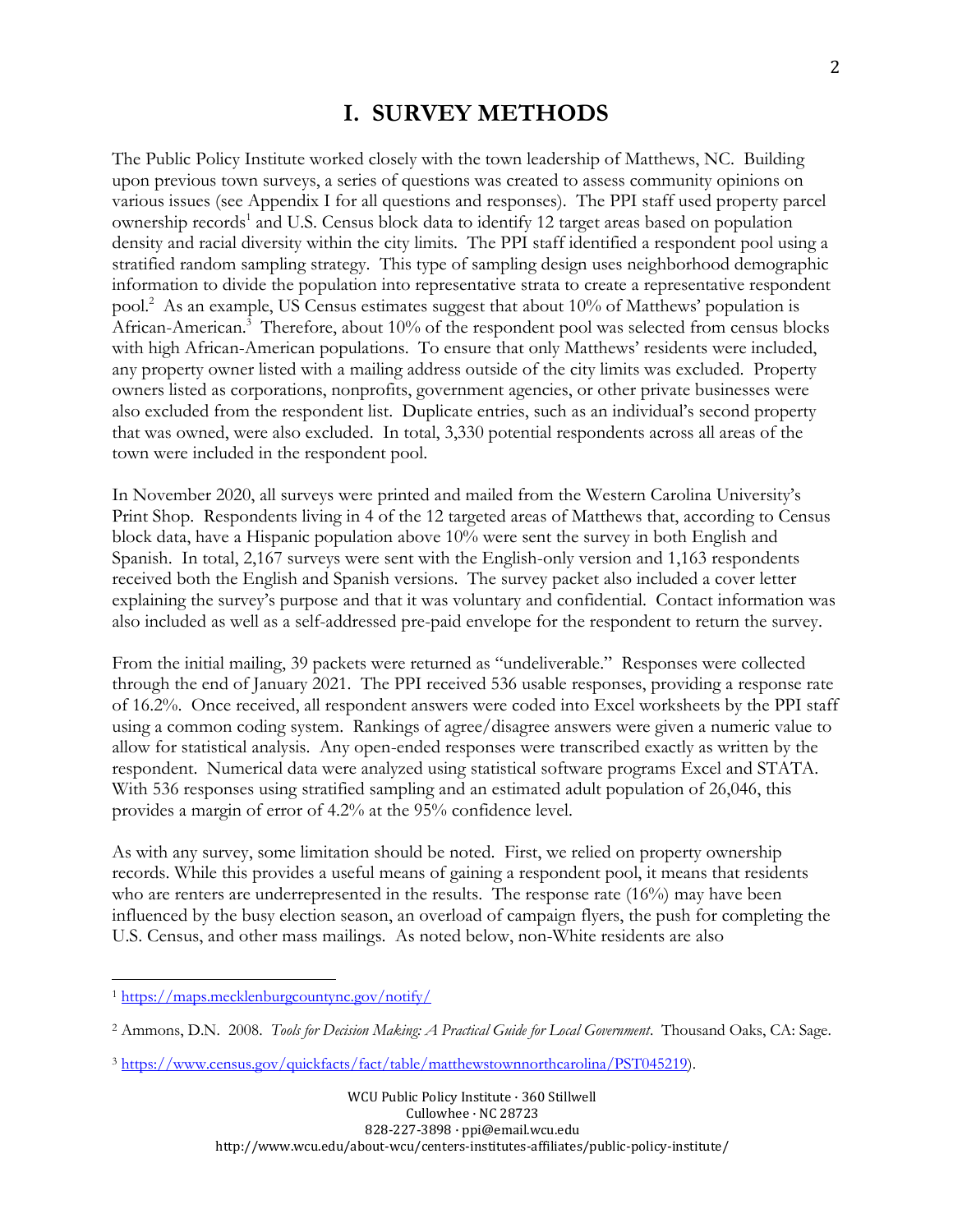# I. SURVEY METHODS

The Public Policy Institute worked closely with the town leadership of Matthews, NC. Building upon previous town surveys, a series of questions was created to assess community opinions on various issues (see Appendix I for all questions and responses). The PPI staff used property parcel ownership records[1] and U.S. Census block data to identify 12 target areas based on population density and racial diversity within the city limits. The PPI staff identified a respondent pool using a stratified random sampling strategy. This type of sampling design uses neighborhood demographic information to divide the population into representative strata to create a representative respondent pool.[2] As an example, US Census estimates suggest that about 10% of Matthews' population is African-American.[3] Therefore, about 10% of the respondent pool was selected from census blocks with high African-American populations. To ensure that only Matthews' residents were included, any property owner listed with a mailing address outside of the city limits was excluded. Property owners listed as corporations, nonprofits, government agencies, or other private businesses were also excluded from the respondent list. Duplicate entries, such as an individual's second property that was owned, were also excluded. In total, 3,330 potential respondents across all areas of the town were included in the respondent pool.

In November 2020, all surveys were printed and mailed from the Western Carolina University's Print Shop. Respondents living in 4 of the 12 targeted areas of Matthews that, according to Census block data, have a Hispanic population above 10% were sent the survey in both English and Spanish. In total, 2,167 surveys were sent with the English-only version and 1,163 respondents received both the English and Spanish versions. The survey packet also included a cover letter explaining the survey's purpose and that it was voluntary and confidential. Contact information was also included as well as a self-addressed pre-paid envelope for the respondent to return the survey.

From the initial mailing, 39 packets were returned as "undeliverable." Responses were collected through the end of January 2021. The PPI received 536 usable responses, providing a response rate of 16.2%. Once received, all respondent answers were coded into Excel worksheets by the PPI staff using a common coding system. Rankings of agree/disagree answers were given a numeric value to allow for statistical analysis. Any open-ended responses were transcribed exactly as written by the respondent. Numerical data were analyzed using statistical software programs Excel and STATA. With 536 responses using stratified sampling and an estimated adult population of 26,046, this provides a margin of error of 4.2% at the 95% confidence level.

As with any survey, some limitation should be noted. First, we relied on property ownership records. While this provides a useful means of gaining a respondent pool, it means that residents who are renters are underrepresented in the results. The response rate (16%) may have been influenced by the busy election season, an overload of campaign flyers, the push for completing the U.S. Census, and other mass mailings. As noted below, non-White residents are also

---

[1] https://maps.mecklenburgcountync.gov/notify/

[2] Ammons, D.N. 2008. *Tools for Decision Making: A Practical Guide for Local Government*. Thousand Oaks, CA: Sage.

[3] https://www.census.gov/quickfacts/fact/table/matthewstownnorthcarolina/PST045219).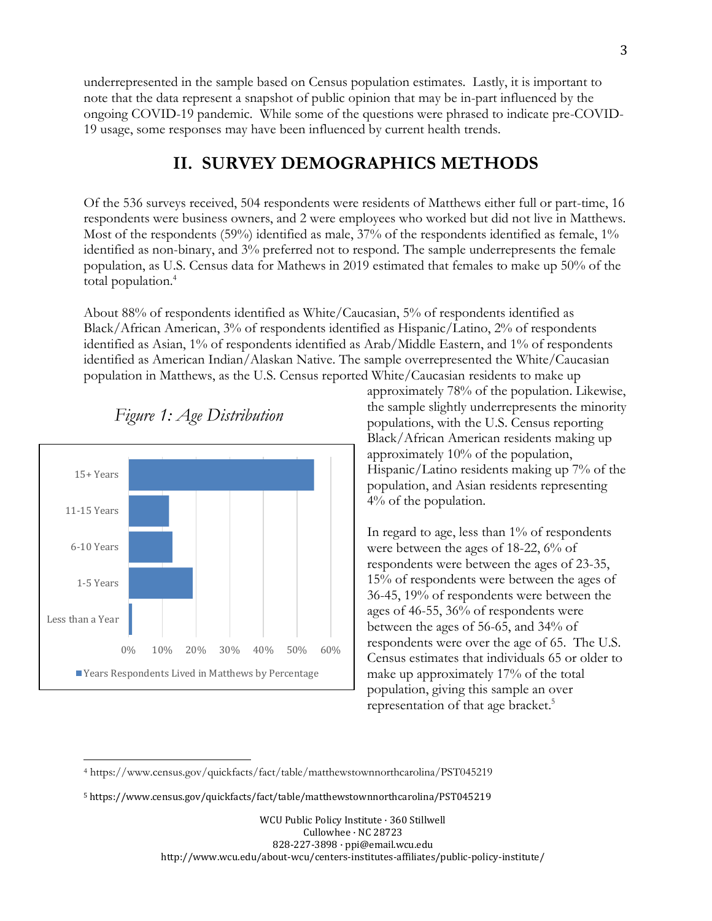underrepresented in the sample based on Census population estimates. Lastly, it is important to note that the data represent a snapshot of public opinion that may be in-part influenced by the ongoing COVID-19 pandemic. While some of the questions were phrased to indicate pre-COVID-19 usage, some responses may have been influenced by current health trends.

## II. SURVEY DEMOGRAPHICS METHODS

Of the 536 surveys received, 504 respondents were residents of Matthews either full or part-time, 16 respondents were business owners, and 2 were employees who worked but did not live in Matthews. Most of the respondents (59%) identified as male, 37% of the respondents identified as female, 1% identified as non-binary, and 3% preferred not to respond. The sample underrepresents the female population, as U.S. Census data for Mathews in 2019 estimated that females to make up 50% of the total population.[4]

About 88% of respondents identified as White/Caucasian, 5% of respondents identified as Black/African American, 3% of respondents identified as Hispanic/Latino, 2% of respondents identified as Asian, 1% of respondents identified as Arab/Middle Eastern, and 1% of respondents identified as American Indian/Alaskan Native. The sample overrepresented the White/Caucasian population in Matthews, as the U.S. Census reported White/Caucasian residents to make up approximately 78% of the population. Likewise, the sample slightly underrepresents the minority populations, with the U.S. Census reporting Black/African American residents making up approximately 10% of the population, Hispanic/Latino residents making up 7% of the population, and Asian residents representing 4% of the population.

*Figure 1: Age Distribution*

| Years Respondents Lived in Matthews | Percentage (approx.) |
|---|---|
| 15+ Years | ~55% |
| 11-15 Years | ~12% |
| 6-10 Years | ~13% |
| 1-5 Years | ~19% |
| Less than a Year | ~1% |

Years Respondents Lived in Matthews by Percentage

In regard to age, less than 1% of respondents were between the ages of 18-22, 6% of respondents were between the ages of 23-35, 15% of respondents were between the ages of 36-45, 19% of respondents were between the ages of 46-55, 36% of respondents were between the ages of 56-65, and 34% of respondents were over the age of 65. The U.S. Census estimates that individuals 65 or older to make up approximately 17% of the total population, giving this sample an over representation of that age bracket.[5]

---

[4] https://www.census.gov/quickfacts/fact/table/matthewstownnorthcarolina/PST045219

[5] https://www.census.gov/quickfacts/fact/table/matthewstownnorthcarolina/PST045219

WCU Public Policy Institute · 360 Stillwell
Cullowhee · NC 28723
828-227-3898 · ppi@email.wcu.edu
http://www.wcu.edu/about-wcu/centers-institutes-affiliates/public-policy-institute/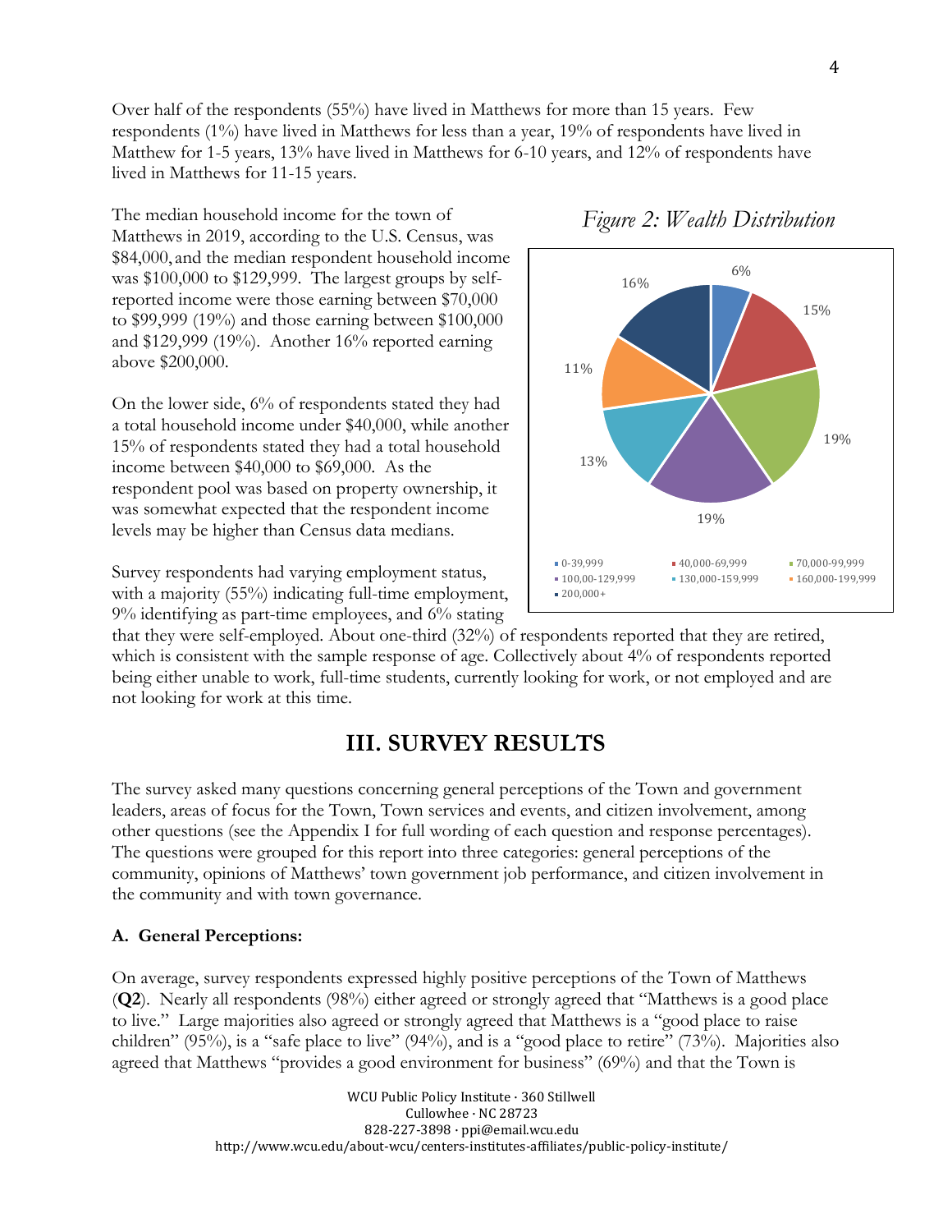Over half of the respondents (55%) have lived in Matthews for more than 15 years. Few respondents (1%) have lived in Matthews for less than a year, 19% of respondents have lived in Matthew for 1-5 years, 13% have lived in Matthews for 6-10 years, and 12% of respondents have lived in Matthews for 11-15 years.

The median household income for the town of Matthews in 2019, according to the U.S. Census, was $84,000, and the median respondent household income was $100,000 to $129,999. The largest groups by self-reported income were those earning between $70,000 to $99,999 (19%) and those earning between $100,000 and $129,999 (19%). Another 16% reported earning above $200,000.

On the lower side, 6% of respondents stated they had a total household income under $40,000, while another 15% of respondents stated they had a total household income between $40,000 to $69,000. As the respondent pool was based on property ownership, it was somewhat expected that the respondent income levels may be higher than Census data medians.

*Figure 2: Wealth Distribution*

| Income | Percent |
|---|---|
| 0-39,999 | 6% |
| 40,000-69,999 | 15% |
| 70,000-99,999 | 19% |
| 100,00-129,999 | 19% |
| 130,000-159,999 | 13% |
| 160,000-199,999 | 11% |
| 200,000+ | 16% |

Survey respondents had varying employment status, with a majority (55%) indicating full-time employment, 9% identifying as part-time employees, and 6% stating that they were self-employed. About one-third (32%) of respondents reported that they are retired, which is consistent with the sample response of age. Collectively about 4% of respondents reported being either unable to work, full-time students, currently looking for work, or not employed and are not looking for work at this time.

## III. SURVEY RESULTS

The survey asked many questions concerning general perceptions of the Town and government leaders, areas of focus for the Town, Town services and events, and citizen involvement, among other questions (see the Appendix I for full wording of each question and response percentages). The questions were grouped for this report into three categories: general perceptions of the community, opinions of Matthews' town government job performance, and citizen involvement in the community and with town governance.

### A. General Perceptions:

On average, survey respondents expressed highly positive perceptions of the Town of Matthews (**Q2**). Nearly all respondents (98%) either agreed or strongly agreed that "Matthews is a good place to live." Large majorities also agreed or strongly agreed that Matthews is a "good place to raise children" (95%), is a "safe place to live" (94%), and is a "good place to retire" (73%). Majorities also agreed that Matthews "provides a good environment for business" (69%) and that the Town is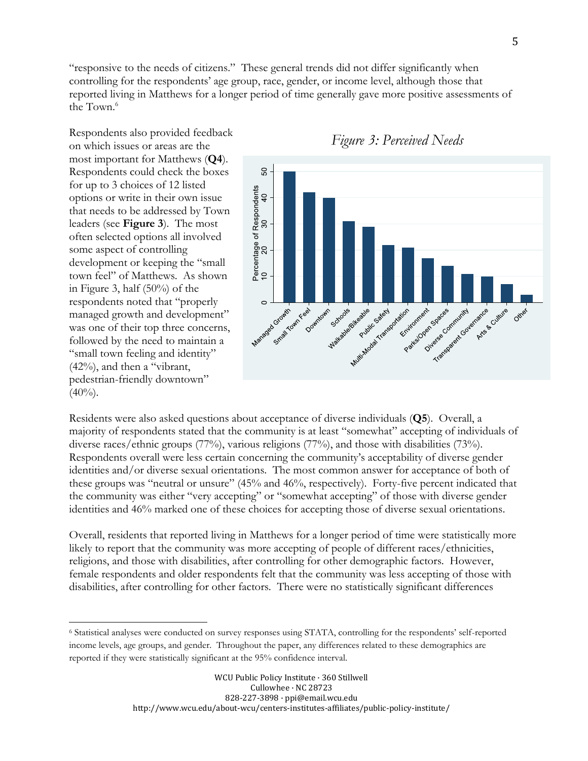"responsive to the needs of citizens." These general trends did not differ significantly when controlling for the respondents' age group, race, gender, or income level, although those that reported living in Matthews for a longer period of time generally gave more positive assessments of the Town.[6]

Respondents also provided feedback on which issues or areas are the most important for Matthews (**Q4**). Respondents could check the boxes for up to 3 choices of 12 listed options or write in their own issue that needs to be addressed by Town leaders (see **Figure 3**). The most often selected options all involved some aspect of controlling development or keeping the "small town feel" of Matthews. As shown in Figure 3, half (50%) of the respondents noted that "properly managed growth and development" was one of their top three concerns, followed by the need to maintain a "small town feeling and identity" (42%), and then a "vibrant, pedestrian-friendly downtown" (40%).

*Figure 3: Perceived Needs*

Residents were also asked questions about acceptance of diverse individuals (**Q5**). Overall, a majority of respondents stated that the community is at least "somewhat" accepting of individuals of diverse races/ethnic groups (77%), various religions (77%), and those with disabilities (73%). Respondents overall were less certain concerning the community's acceptability of diverse gender identities and/or diverse sexual orientations. The most common answer for acceptance of both of these groups was "neutral or unsure" (45% and 46%, respectively). Forty-five percent indicated that the community was either "very accepting" or "somewhat accepting" of those with diverse gender identities and 46% marked one of these choices for accepting those of diverse sexual orientations.

Overall, residents that reported living in Matthews for a longer period of time were statistically more likely to report that the community was more accepting of people of different races/ethnicities, religions, and those with disabilities, after controlling for other demographic factors. However, female respondents and older respondents felt that the community was less accepting of those with disabilities, after controlling for other factors. There were no statistically significant differences

[6] Statistical analyses were conducted on survey responses using STATA, controlling for the respondents' self-reported income levels, age groups, and gender. Throughout the paper, any differences related to these demographics are reported if they were statistically significant at the 95% confidence interval.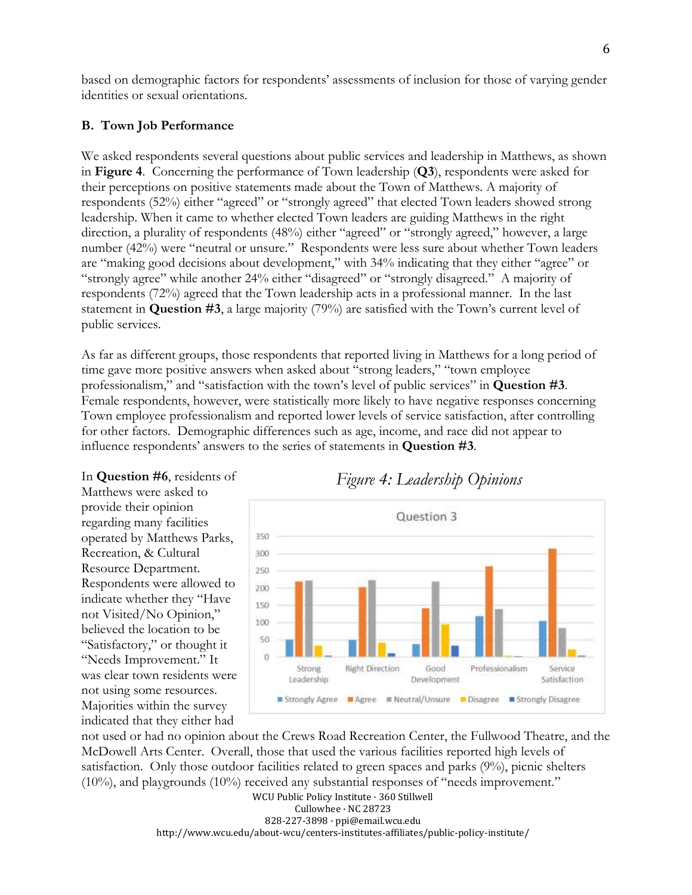based on demographic factors for respondents' assessments of inclusion for those of varying gender identities or sexual orientations.

### B. Town Job Performance

We asked respondents several questions about public services and leadership in Matthews, as shown in **Figure 4**. Concerning the performance of Town leadership (**Q3**), respondents were asked for their perceptions on positive statements made about the Town of Matthews. A majority of respondents (52%) either "agreed" or "strongly agreed" that elected Town leaders showed strong leadership. When it came to whether elected Town leaders are guiding Matthews in the right direction, a plurality of respondents (48%) either "agreed" or "strongly agreed," however, a large number (42%) were "neutral or unsure." Respondents were less sure about whether Town leaders are "making good decisions about development," with 34% indicating that they either "agree" or "strongly agree" while another 24% either "disagreed" or "strongly disagreed." A majority of respondents (72%) agreed that the Town leadership acts in a professional manner. In the last statement in **Question #3**, a large majority (79%) are satisfied with the Town's current level of public services.

As far as different groups, those respondents that reported living in Matthews for a long period of time gave more positive answers when asked about "strong leaders," "town employee professionalism," and "satisfaction with the town's level of public services" in **Question #3**. Female respondents, however, were statistically more likely to have negative responses concerning Town employee professionalism and reported lower levels of service satisfaction, after controlling for other factors. Demographic differences such as age, income, and race did not appear to influence respondents' answers to the series of statements in **Question #3**.

*Figure 4: Leadership Opinions*

In **Question #6**, residents of Matthews were asked to provide their opinion regarding many facilities operated by Matthews Parks, Recreation, & Cultural Resource Department. Respondents were allowed to indicate whether they "Have not Visited/No Opinion," believed the location to be "Satisfactory," or thought it "Needs Improvement." It was clear town residents were not using some resources. Majorities within the survey indicated that they either had not used or had no opinion about the Crews Road Recreation Center, the Fullwood Theatre, and the McDowell Arts Center. Overall, those that used the various facilities reported high levels of satisfaction. Only those outdoor facilities related to green spaces and parks (9%), picnic shelters (10%), and playgrounds (10%) received any substantial responses of "needs improvement."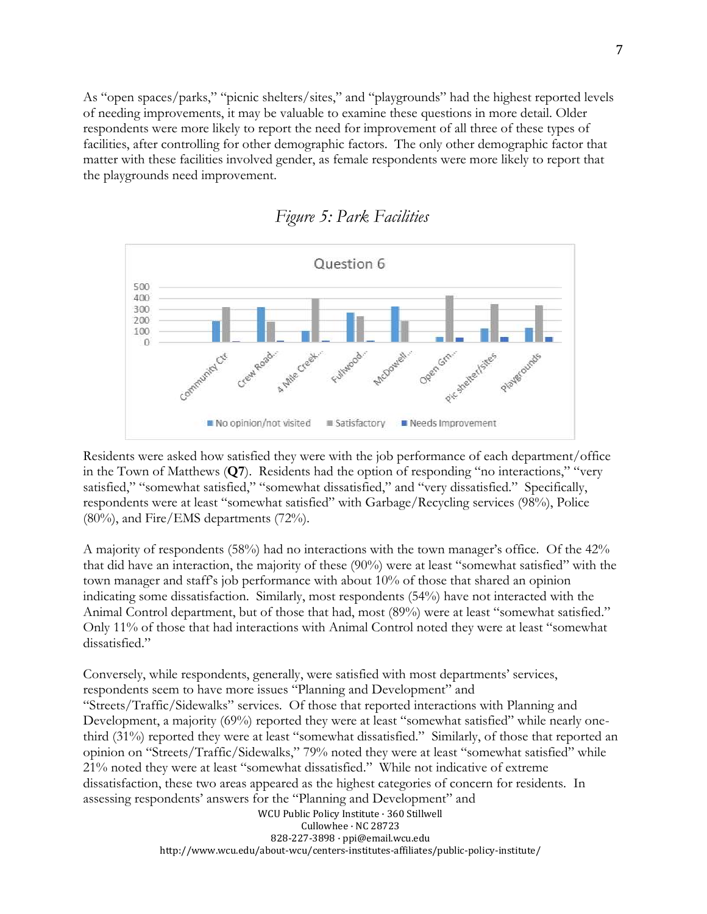As "open spaces/parks," "picnic shelters/sites," and "playgrounds" had the highest reported levels of needing improvements, it may be valuable to examine these questions in more detail. Older respondents were more likely to report the need for improvement of all three of these types of facilities, after controlling for other demographic factors. The only other demographic factor that matter with these facilities involved gender, as female respondents were more likely to report that the playgrounds need improvement.

*Figure 5: Park Facilities*

Residents were asked how satisfied they were with the job performance of each department/office in the Town of Matthews (**Q7**). Residents had the option of responding "no interactions," "very satisfied," "somewhat satisfied," "somewhat dissatisfied," and "very dissatisfied." Specifically, respondents were at least "somewhat satisfied" with Garbage/Recycling services (98%), Police (80%), and Fire/EMS departments (72%).

A majority of respondents (58%) had no interactions with the town manager's office. Of the 42% that did have an interaction, the majority of these (90%) were at least "somewhat satisfied" with the town manager and staff's job performance with about 10% of those that shared an opinion indicating some dissatisfaction. Similarly, most respondents (54%) have not interacted with the Animal Control department, but of those that had, most (89%) were at least "somewhat satisfied." Only 11% of those that had interactions with Animal Control noted they were at least "somewhat dissatisfied."

Conversely, while respondents, generally, were satisfied with most departments' services, respondents seem to have more issues "Planning and Development" and "Streets/Traffic/Sidewalks" services. Of those that reported interactions with Planning and Development, a majority (69%) reported they were at least "somewhat satisfied" while nearly one-third (31%) reported they were at least "somewhat dissatisfied." Similarly, of those that reported an opinion on "Streets/Traffic/Sidewalks," 79% noted they were at least "somewhat satisfied" while 21% noted they were at least "somewhat dissatisfied." While not indicative of extreme dissatisfaction, these two areas appeared as the highest categories of concern for residents. In assessing respondents' answers for the "Planning and Development" and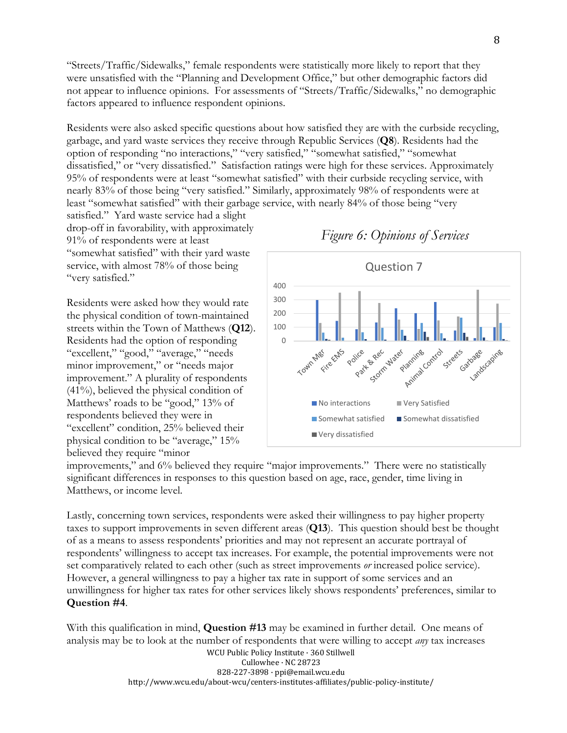"Streets/Traffic/Sidewalks," female respondents were statistically more likely to report that they were unsatisfied with the "Planning and Development Office," but other demographic factors did not appear to influence opinions. For assessments of "Streets/Traffic/Sidewalks," no demographic factors appeared to influence respondent opinions.

Residents were also asked specific questions about how satisfied they are with the curbside recycling, garbage, and yard waste services they receive through Republic Services (**Q8**). Residents had the option of responding "no interactions," "very satisfied," "somewhat satisfied," "somewhat dissatisfied," or "very dissatisfied." Satisfaction ratings were high for these services. Approximately 95% of respondents were at least "somewhat satisfied" with their curbside recycling service, with nearly 83% of those being "very satisfied." Similarly, approximately 98% of respondents were at least "somewhat satisfied" with their garbage service, with nearly 84% of those being "very satisfied." Yard waste service had a slight drop-off in favorability, with approximately 91% of respondents were at least "somewhat satisfied" with their yard waste service, with almost 78% of those being "very satisfied."

*Figure 6: Opinions of Services*

Residents were asked how they would rate the physical condition of town-maintained streets within the Town of Matthews (**Q12**). Residents had the option of responding "excellent," "good," "average," "needs minor improvement," or "needs major improvement." A plurality of respondents (41%), believed the physical condition of Matthews' roads to be "good," 13% of respondents believed they were in "excellent" condition, 25% believed their physical condition to be "average," 15% believed they require "minor improvements," and 6% believed they require "major improvements." There were no statistically significant differences in responses to this question based on age, race, gender, time living in Matthews, or income level.

Lastly, concerning town services, respondents were asked their willingness to pay higher property taxes to support improvements in seven different areas (**Q13**). This question should best be thought of as a means to assess respondents' priorities and may not represent an accurate portrayal of respondents' willingness to accept tax increases. For example, the potential improvements were not set comparatively related to each other (such as street improvements *or* increased police service). However, a general willingness to pay a higher tax rate in support of some services and an unwillingness for higher tax rates for other services likely shows respondents' preferences, similar to **Question #4**.

With this qualification in mind, **Question #13** may be examined in further detail. One means of analysis may be to look at the number of respondents that were willing to accept *any* tax increases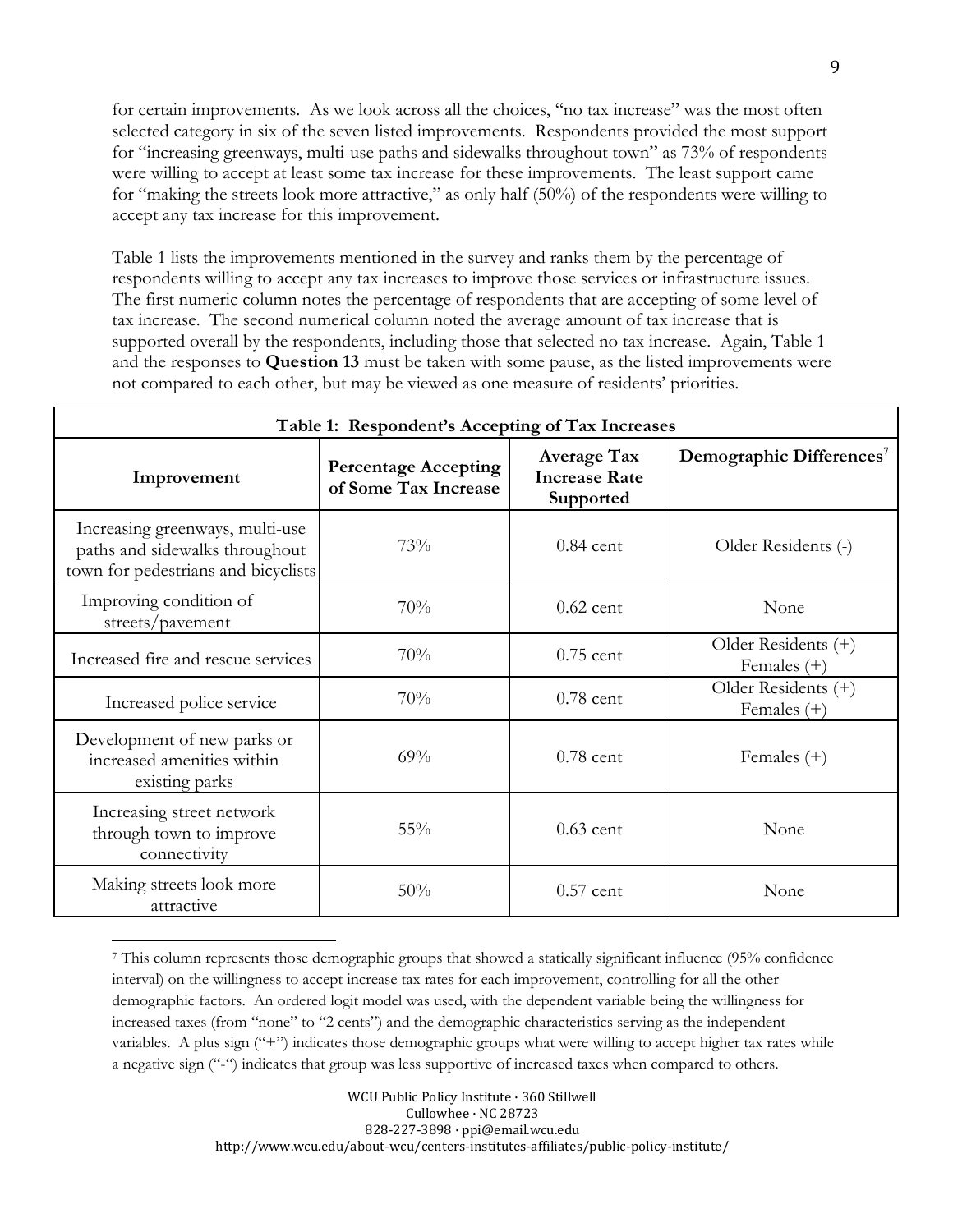for certain improvements. As we look across all the choices, "no tax increase" was the most often selected category in six of the seven listed improvements. Respondents provided the most support for "increasing greenways, multi-use paths and sidewalks throughout town" as 73% of respondents were willing to accept at least some tax increase for these improvements. The least support came for "making the streets look more attractive," as only half (50%) of the respondents were willing to accept any tax increase for this improvement.

Table 1 lists the improvements mentioned in the survey and ranks them by the percentage of respondents willing to accept any tax increases to improve those services or infrastructure issues. The first numeric column notes the percentage of respondents that are accepting of some level of tax increase. The second numerical column noted the average amount of tax increase that is supported overall by the respondents, including those that selected no tax increase. Again, Table 1 and the responses to **Question 13** must be taken with some pause, as the listed improvements were not compared to each other, but may be viewed as one measure of residents' priorities.

**Table 1: Respondent's Accepting of Tax Increases**

| Improvement | Percentage Accepting of Some Tax Increase | Average Tax Increase Rate Supported | Demographic Differences[7] |
|---|---|---|---|
| Increasing greenways, multi-use paths and sidewalks throughout town for pedestrians and bicyclists | 73% | 0.84 cent | Older Residents (-) |
| Improving condition of streets/pavement | 70% | 0.62 cent | None |
| Increased fire and rescue services | 70% | 0.75 cent | Older Residents (+) Females (+) |
| Increased police service | 70% | 0.78 cent | Older Residents (+) Females (+) |
| Development of new parks or increased amenities within existing parks | 69% | 0.78 cent | Females (+) |
| Increasing street network through town to improve connectivity | 55% | 0.63 cent | None |
| Making streets look more attractive | 50% | 0.57 cent | None |

[7] This column represents those demographic groups that showed a statically significant influence (95% confidence interval) on the willingness to accept increase tax rates for each improvement, controlling for all the other demographic factors. An ordered logit model was used, with the dependent variable being the willingness for increased taxes (from "none" to "2 cents") and the demographic characteristics serving as the independent variables. A plus sign ("+") indicates those demographic groups what were willing to accept higher tax rates while a negative sign ("-") indicates that group was less supportive of increased taxes when compared to others.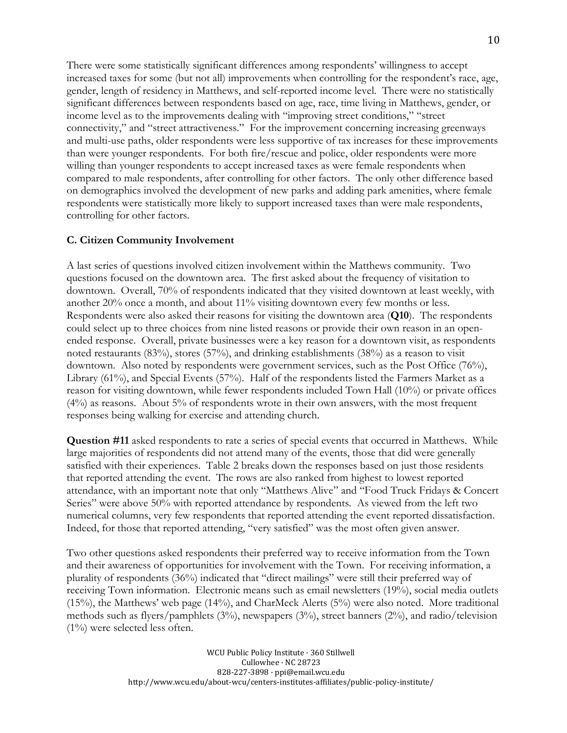There were some statistically significant differences among respondents' willingness to accept increased taxes for some (but not all) improvements when controlling for the respondent's race, age, gender, length of residency in Matthews, and self-reported income level. There were no statistically significant differences between respondents based on age, race, time living in Matthews, gender, or income level as to the improvements dealing with "improving street conditions," "street connectivity," and "street attractiveness." For the improvement concerning increasing greenways and multi-use paths, older respondents were less supportive of tax increases for these improvements than were younger respondents. For both fire/rescue and police, older respondents were more willing than younger respondents to accept increased taxes as were female respondents when compared to male respondents, after controlling for other factors. The only other difference based on demographics involved the development of new parks and adding park amenities, where female respondents were statistically more likely to support increased taxes than were male respondents, controlling for other factors.

### C. Citizen Community Involvement

A last series of questions involved citizen involvement within the Matthews community. Two questions focused on the downtown area. The first asked about the frequency of visitation to downtown. Overall, 70% of respondents indicated that they visited downtown at least weekly, with another 20% once a month, and about 11% visiting downtown every few months or less. Respondents were also asked their reasons for visiting the downtown area (**Q10**). The respondents could select up to three choices from nine listed reasons or provide their own reason in an open-ended response. Overall, private businesses were a key reason for a downtown visit, as respondents noted restaurants (83%), stores (57%), and drinking establishments (38%) as a reason to visit downtown. Also noted by respondents were government services, such as the Post Office (76%), Library (61%), and Special Events (57%). Half of the respondents listed the Farmers Market as a reason for visiting downtown, while fewer respondents included Town Hall (10%) or private offices (4%) as reasons. About 5% of respondents wrote in their own answers, with the most frequent responses being walking for exercise and attending church.

**Question #11** asked respondents to rate a series of special events that occurred in Matthews. While large majorities of respondents did not attend many of the events, those that did were generally satisfied with their experiences. Table 2 breaks down the responses based on just those residents that reported attending the event. The rows are also ranked from highest to lowest reported attendance, with an important note that only "Matthews Alive" and "Food Truck Fridays & Concert Series" were above 50% with reported attendance by respondents. As viewed from the left two numerical columns, very few respondents that reported attending the event reported dissatisfaction. Indeed, for those that reported attending, "very satisfied" was the most often given answer.

Two other questions asked respondents their preferred way to receive information from the Town and their awareness of opportunities for involvement with the Town. For receiving information, a plurality of respondents (36%) indicated that "direct mailings" were still their preferred way of receiving Town information. Electronic means such as email newsletters (19%), social media outlets (15%), the Matthews' web page (14%), and CharMeck Alerts (5%) were also noted. More traditional methods such as flyers/pamphlets (3%), newspapers (3%), street banners (2%), and radio/television (1%) were selected less often.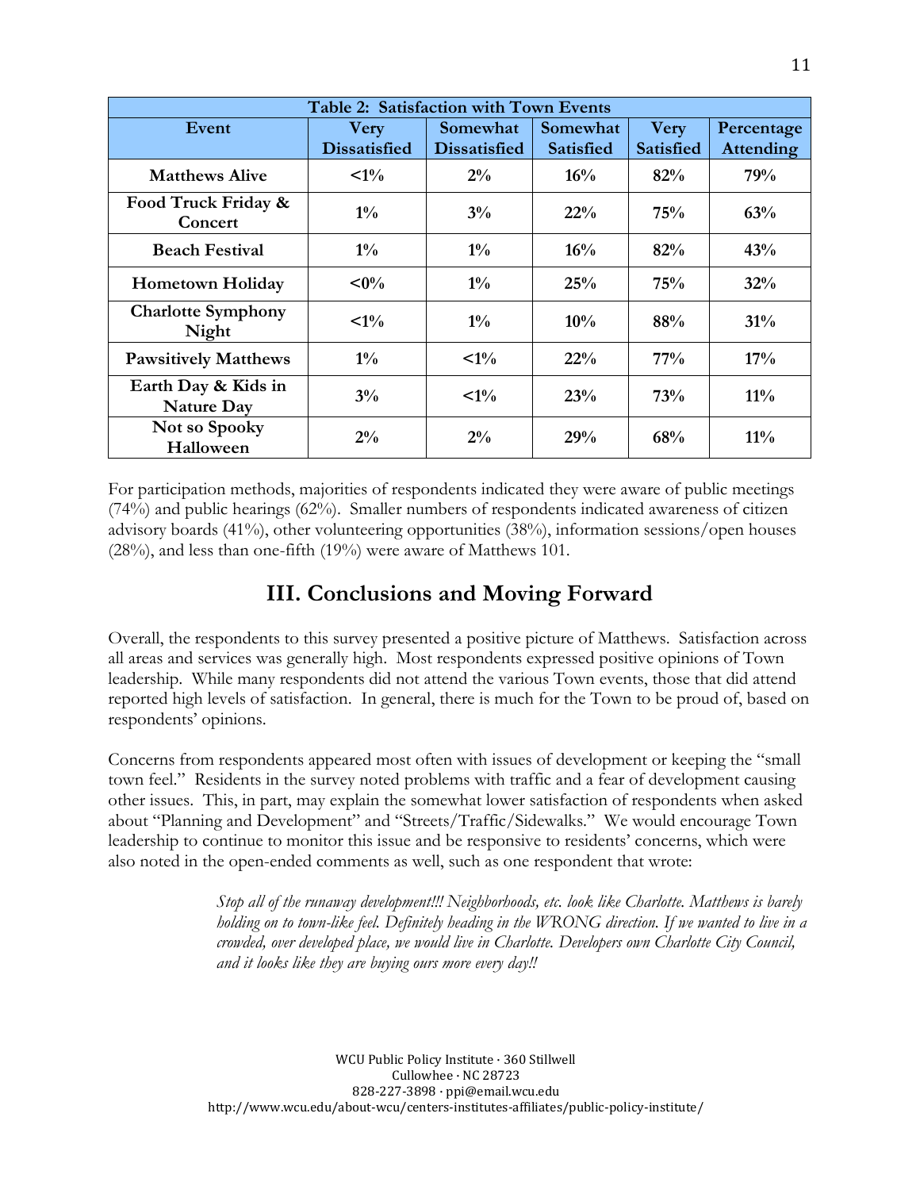| Table 2: Satisfaction with Town Events | | | | | |
|---|---|---|---|---|---|
| **Event** | **Very Dissatisfied** | **Somewhat Dissatisfied** | **Somewhat Satisfied** | **Very Satisfied** | **Percentage Attending** |
| **Matthews Alive** | **<1%** | **2%** | **16%** | **82%** | **79%** |
| **Food Truck Friday & Concert** | **1%** | **3%** | **22%** | **75%** | **63%** |
| **Beach Festival** | **1%** | **1%** | **16%** | **82%** | **43%** |
| **Hometown Holiday** | **<0%** | **1%** | **25%** | **75%** | **32%** |
| **Charlotte Symphony Night** | **<1%** | **1%** | **10%** | **88%** | **31%** |
| **Pawsitively Matthews** | **1%** | **<1%** | **22%** | **77%** | **17%** |
| **Earth Day & Kids in Nature Day** | **3%** | **<1%** | **23%** | **73%** | **11%** |
| **Not so Spooky Halloween** | **2%** | **2%** | **29%** | **68%** | **11%** |

For participation methods, majorities of respondents indicated they were aware of public meetings (74%) and public hearings (62%). Smaller numbers of respondents indicated awareness of citizen advisory boards (41%), other volunteering opportunities (38%), information sessions/open houses (28%), and less than one-fifth (19%) were aware of Matthews 101.

## III. Conclusions and Moving Forward

Overall, the respondents to this survey presented a positive picture of Matthews. Satisfaction across all areas and services was generally high. Most respondents expressed positive opinions of Town leadership. While many respondents did not attend the various Town events, those that did attend reported high levels of satisfaction. In general, there is much for the Town to be proud of, based on respondents' opinions.

Concerns from respondents appeared most often with issues of development or keeping the "small town feel." Residents in the survey noted problems with traffic and a fear of development causing other issues. This, in part, may explain the somewhat lower satisfaction of respondents when asked about "Planning and Development" and "Streets/Traffic/Sidewalks." We would encourage Town leadership to continue to monitor this issue and be responsive to residents' concerns, which were also noted in the open-ended comments as well, such as one respondent that wrote:

> *Stop all of the runaway development!!! Neighborhoods, etc. look like Charlotte. Matthews is barely holding on to town-like feel. Definitely heading in the WRONG direction. If we wanted to live in a crowded, over developed place, we would live in Charlotte. Developers own Charlotte City Council, and it looks like they are buying ours more every day!!*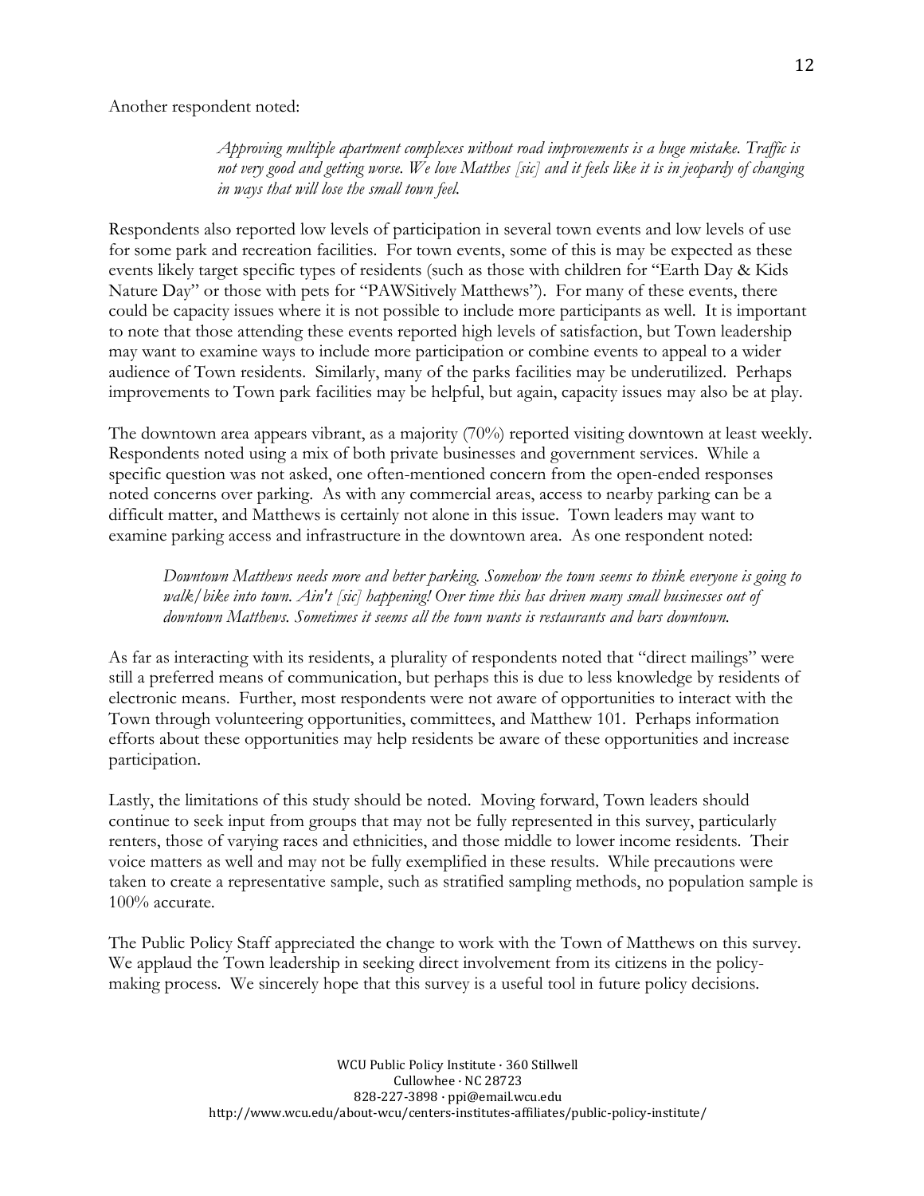Another respondent noted:

> *Approving multiple apartment complexes without road improvements is a huge mistake. Traffic is not very good and getting worse. We love Matthes [sic] and it feels like it is in jeopardy of changing in ways that will lose the small town feel.*

Respondents also reported low levels of participation in several town events and low levels of use for some park and recreation facilities. For town events, some of this is may be expected as these events likely target specific types of residents (such as those with children for "Earth Day & Kids Nature Day" or those with pets for "PAWSitively Matthews"). For many of these events, there could be capacity issues where it is not possible to include more participants as well. It is important to note that those attending these events reported high levels of satisfaction, but Town leadership may want to examine ways to include more participation or combine events to appeal to a wider audience of Town residents. Similarly, many of the parks facilities may be underutilized. Perhaps improvements to Town park facilities may be helpful, but again, capacity issues may also be at play.

The downtown area appears vibrant, as a majority (70%) reported visiting downtown at least weekly. Respondents noted using a mix of both private businesses and government services. While a specific question was not asked, one often-mentioned concern from the open-ended responses noted concerns over parking. As with any commercial areas, access to nearby parking can be a difficult matter, and Matthews is certainly not alone in this issue. Town leaders may want to examine parking access and infrastructure in the downtown area. As one respondent noted:

> *Downtown Matthews needs more and better parking. Somehow the town seems to think everyone is going to walk/bike into town. Ain't [sic] happening! Over time this has driven many small businesses out of downtown Matthews. Sometimes it seems all the town wants is restaurants and bars downtown.*

As far as interacting with its residents, a plurality of respondents noted that "direct mailings" were still a preferred means of communication, but perhaps this is due to less knowledge by residents of electronic means. Further, most respondents were not aware of opportunities to interact with the Town through volunteering opportunities, committees, and Matthew 101. Perhaps information efforts about these opportunities may help residents be aware of these opportunities and increase participation.

Lastly, the limitations of this study should be noted. Moving forward, Town leaders should continue to seek input from groups that may not be fully represented in this survey, particularly renters, those of varying races and ethnicities, and those middle to lower income residents. Their voice matters as well and may not be fully exemplified in these results. While precautions were taken to create a representative sample, such as stratified sampling methods, no population sample is 100% accurate.

The Public Policy Staff appreciated the change to work with the Town of Matthews on this survey. We applaud the Town leadership in seeking direct involvement from its citizens in the policy-making process. We sincerely hope that this survey is a useful tool in future policy decisions.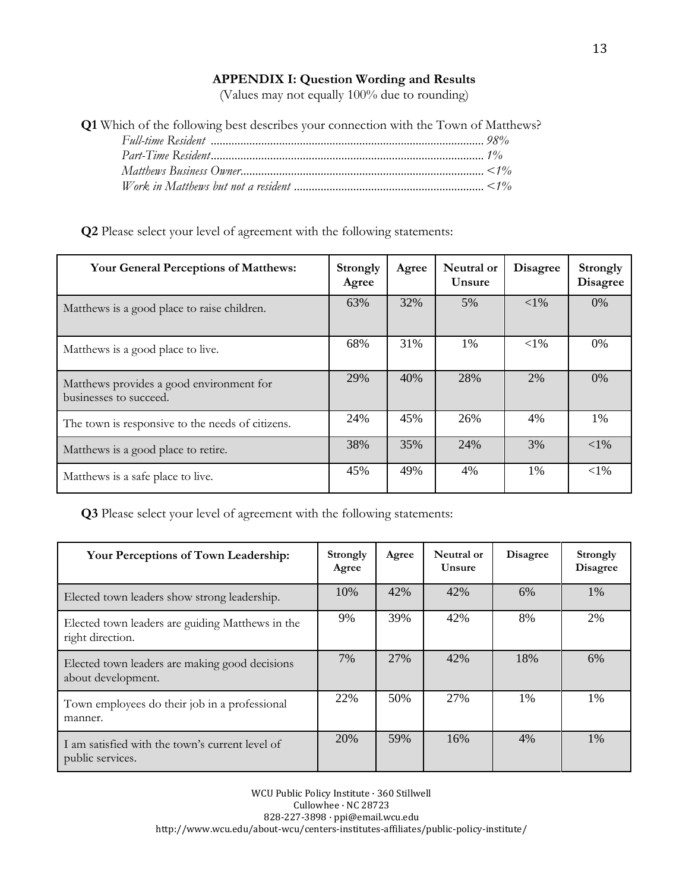## APPENDIX I: Question Wording and Results

(Values may not equally 100% due to rounding)

**Q1** Which of the following best describes your connection with the Town of Matthews?

*Full-time Resident* ............................................................................................ *98%*
*Part-Time Resident*............................................................................................ *1%*
*Matthews Business Owner*................................................................................. *<1%*
*Work in Matthews but not a resident* ................................................................ *<1%*

**Q2** Please select your level of agreement with the following statements:

| Your General Perceptions of Matthews: | Strongly Agree | Agree | Neutral or Unsure | Disagree | Strongly Disagree |
|---|---|---|---|---|---|
| Matthews is a good place to raise children. | 63% | 32% | 5% | <1% | 0% |
| Matthews is a good place to live. | 68% | 31% | 1% | <1% | 0% |
| Matthews provides a good environment for businesses to succeed. | 29% | 40% | 28% | 2% | 0% |
| The town is responsive to the needs of citizens. | 24% | 45% | 26% | 4% | 1% |
| Matthews is a good place to retire. | 38% | 35% | 24% | 3% | <1% |
| Matthews is a safe place to live. | 45% | 49% | 4% | 1% | <1% |

**Q3** Please select your level of agreement with the following statements:

| Your Perceptions of Town Leadership: | Strongly Agree | Agree | Neutral or Unsure | Disagree | Strongly Disagree |
|---|---|---|---|---|---|
| Elected town leaders show strong leadership. | 10% | 42% | 42% | 6% | 1% |
| Elected town leaders are guiding Matthews in the right direction. | 9% | 39% | 42% | 8% | 2% |
| Elected town leaders are making good decisions about development. | 7% | 27% | 42% | 18% | 6% |
| Town employees do their job in a professional manner. | 22% | 50% | 27% | 1% | 1% |
| I am satisfied with the town's current level of public services. | 20% | 59% | 16% | 4% | 1% |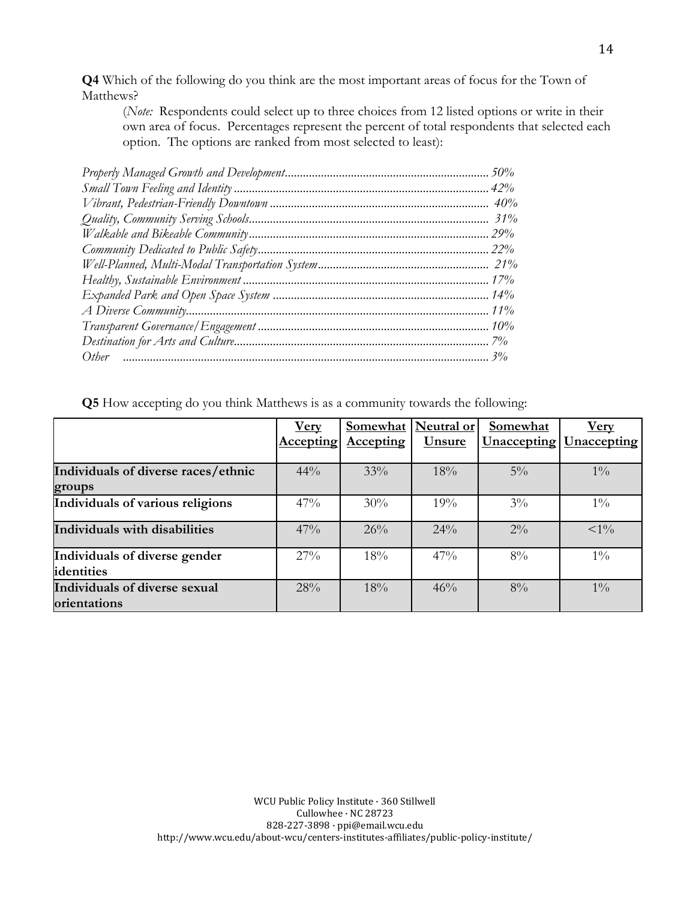**Q4** Which of the following do you think are the most important areas of focus for the Town of Matthews?

(*Note:* Respondents could select up to three choices from 12 listed options or write in their own area of focus. Percentages represent the percent of total respondents that selected each option. The options are ranked from most selected to least):

*Properly Managed Growth and Development...................................................................50%*
*Small Town Feeling and Identity....................................................................................42%*
*Vibrant, Pedestrian-Friendly Downtown ........................................................................40%*
*Quality, Community Serving Schools.............................................................................31%*
*Walkable and Bikeable Community...............................................................................29%*
*Community Dedicated to Public Safety..........................................................................22%*
*Well-Planned, Multi-Modal Transportation System.........................................................21%*
*Healthy, Sustainable Environment .................................................................................17%*
*Expanded Park and Open Space System .......................................................................14%*
*A Diverse Community...................................................................................................11%*
*Transparent Governance/Engagement ...........................................................................10%*
*Destination for Arts and Culture.....................................................................................7%*
*Other ..........................................................................................................................3%*

**Q5** How accepting do you think Matthews is as a community towards the following:

| | Very Accepting | Somewhat Accepting | Neutral or Unsure | Somewhat Unaccepting | Very Unaccepting |
|---|---|---|---|---|---|
| **Individuals of diverse races/ethnic groups** | 44% | 33% | 18% | 5% | 1% |
| **Individuals of various religions** | 47% | 30% | 19% | 3% | 1% |
| **Individuals with disabilities** | 47% | 26% | 24% | 2% | <1% |
| **Individuals of diverse gender identities** | 27% | 18% | 47% | 8% | 1% |
| **Individuals of diverse sexual orientations** | 28% | 18% | 46% | 8% | 1% |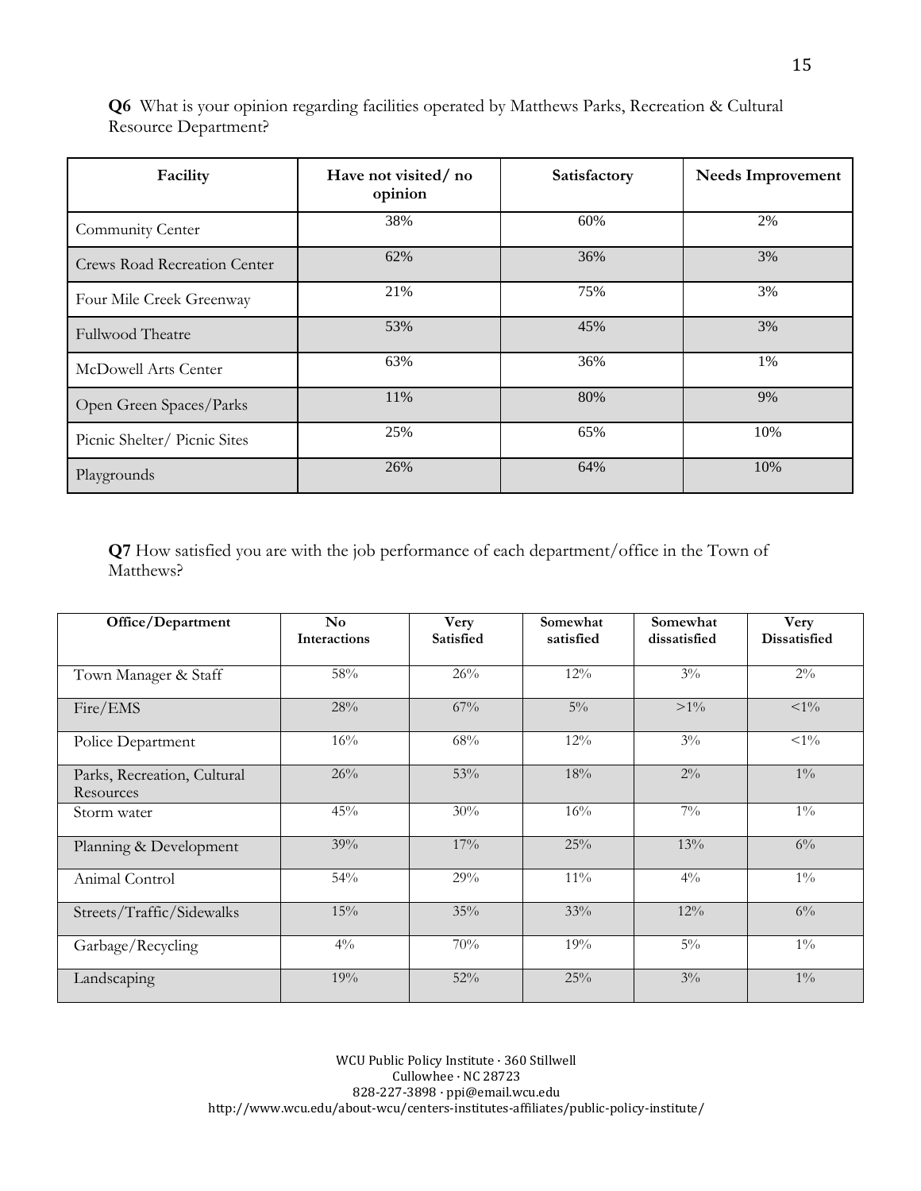**Q6** What is your opinion regarding facilities operated by Matthews Parks, Recreation & Cultural Resource Department?

| Facility | Have not visited/ no opinion | Satisfactory | Needs Improvement |
|---|---|---|---|
| Community Center | 38% | 60% | 2% |
| Crews Road Recreation Center | 62% | 36% | 3% |
| Four Mile Creek Greenway | 21% | 75% | 3% |
| Fullwood Theatre | 53% | 45% | 3% |
| McDowell Arts Center | 63% | 36% | 1% |
| Open Green Spaces/Parks | 11% | 80% | 9% |
| Picnic Shelter/ Picnic Sites | 25% | 65% | 10% |
| Playgrounds | 26% | 64% | 10% |

**Q7** How satisfied you are with the job performance of each department/office in the Town of Matthews?

| Office/Department | No Interactions | Very Satisfied | Somewhat satisfied | Somewhat dissatisfied | Very Dissatisfied |
|---|---|---|---|---|---|
| Town Manager & Staff | 58% | 26% | 12% | 3% | 2% |
| Fire/EMS | 28% | 67% | 5% | >1% | <1% |
| Police Department | 16% | 68% | 12% | 3% | <1% |
| Parks, Recreation, Cultural Resources | 26% | 53% | 18% | 2% | 1% |
| Storm water | 45% | 30% | 16% | 7% | 1% |
| Planning & Development | 39% | 17% | 25% | 13% | 6% |
| Animal Control | 54% | 29% | 11% | 4% | 1% |
| Streets/Traffic/Sidewalks | 15% | 35% | 33% | 12% | 6% |
| Garbage/Recycling | 4% | 70% | 19% | 5% | 1% |
| Landscaping | 19% | 52% | 25% | 3% | 1% |

WCU Public Policy Institute · 360 Stillwell
Cullowhee · NC 28723
828-227-3898 · ppi@email.wcu.edu
http://www.wcu.edu/about-wcu/centers-institutes-affiliates/public-policy-institute/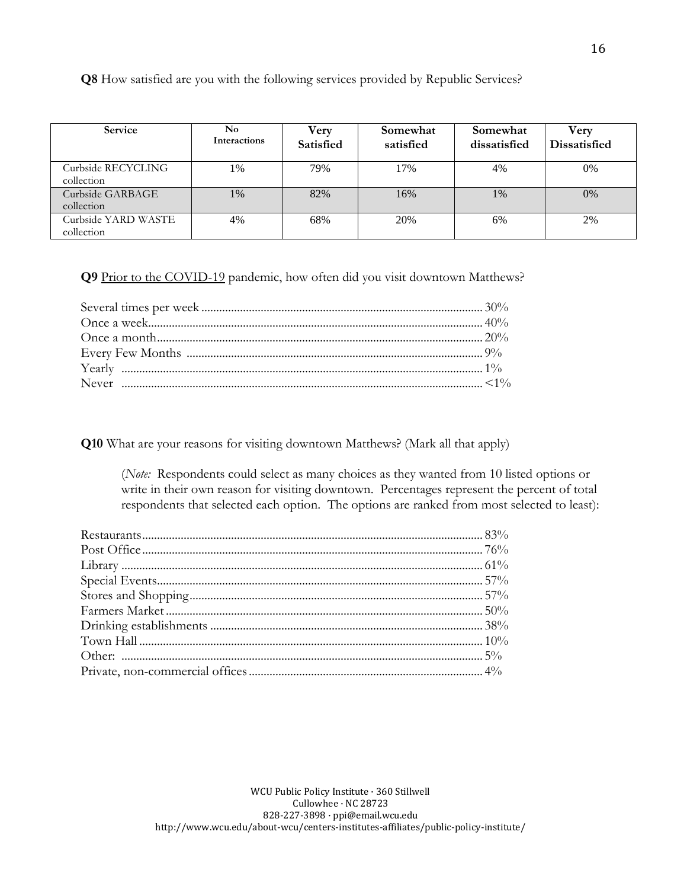**Q8** How satisfied are you with the following services provided by Republic Services?

| Service | No Interactions | Very Satisfied | Somewhat satisfied | Somewhat dissatisfied | Very Dissatisfied |
|---|---|---|---|---|---|
| Curbside RECYCLING collection | 1% | 79% | 17% | 4% | 0% |
| Curbside GARBAGE collection | 1% | 82% | 16% | 1% | 0% |
| Curbside YARD WASTE collection | 4% | 68% | 20% | 6% | 2% |

**Q9** Prior to the COVID-19 pandemic, how often did you visit downtown Matthews?

Several times per week ............................................................................................ 30%
Once a week.............................................................................................................. 40%
Once a month............................................................................................................ 20%
Every Few Months ................................................................................................... 9%
Yearly ........................................................................................................................ 1%
Never ........................................................................................................................ <1%

**Q10** What are your reasons for visiting downtown Matthews? (Mark all that apply)

(*Note:* Respondents could select as many choices as they wanted from 10 listed options or write in their own reason for visiting downtown. Percentages represent the percent of total respondents that selected each option. The options are ranked from most selected to least):

Restaurants................................................................................................................. 83%
Post Office................................................................................................................. 76%
Library ....................................................................................................................... 61%
Special Events............................................................................................................ 57%
Stores and Shopping................................................................................................. 57%
Farmers Market......................................................................................................... 50%
Drinking establishments .......................................................................................... 38%
Town Hall .................................................................................................................. 10%
Other: ........................................................................................................................ 5%
Private, non-commercial offices............................................................................. 4%

WCU Public Policy Institute · 360 Stillwell
Cullowhee · NC 28723
828-227-3898 · ppi@email.wcu.edu
http://www.wcu.edu/about-wcu/centers-institutes-affiliates/public-policy-institute/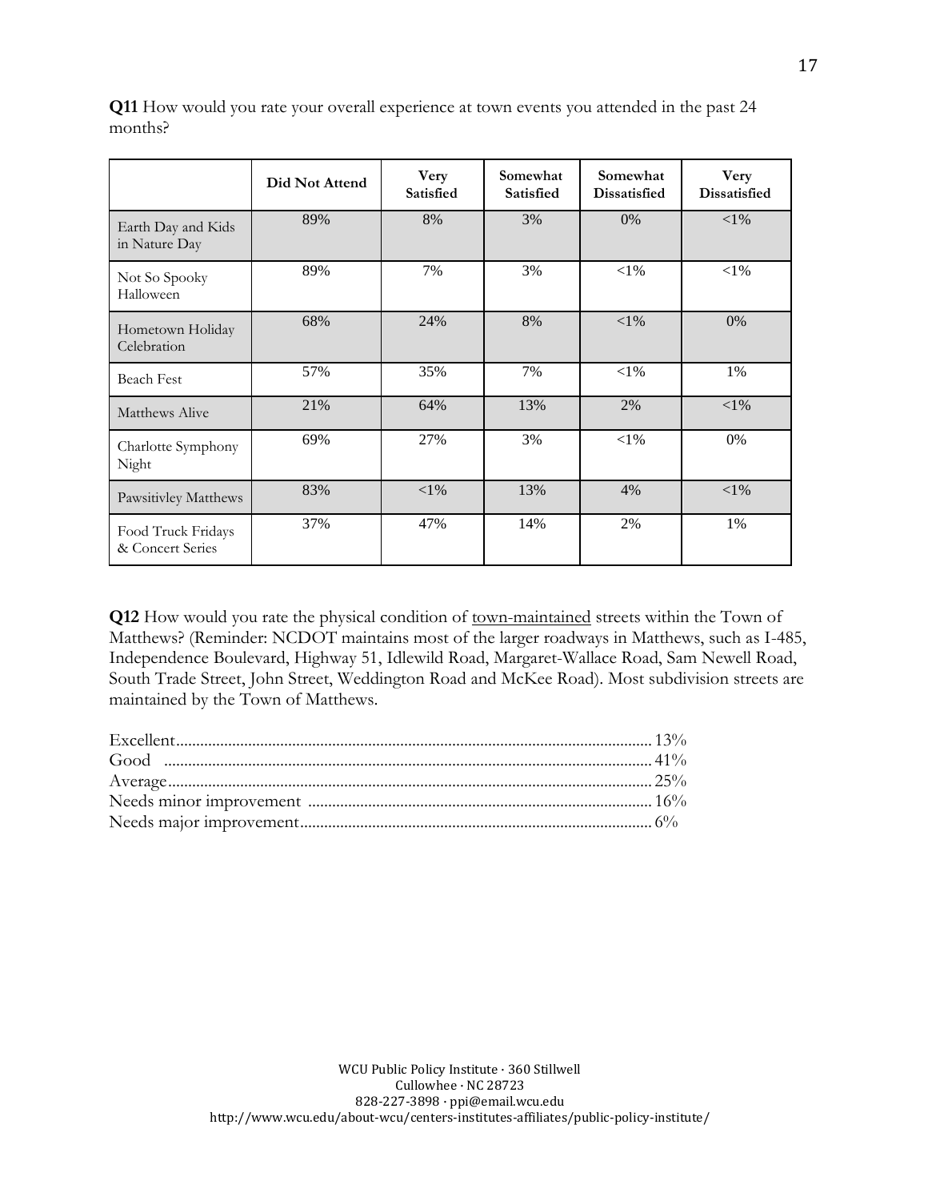**Q11** How would you rate your overall experience at town events you attended in the past 24 months?

| | Did Not Attend | Very Satisfied | Somewhat Satisfied | Somewhat Dissatisfied | Very Dissatisfied |
|---|---|---|---|---|---|
| Earth Day and Kids in Nature Day | 89% | 8% | 3% | 0% | <1% |
| Not So Spooky Halloween | 89% | 7% | 3% | <1% | <1% |
| Hometown Holiday Celebration | 68% | 24% | 8% | <1% | 0% |
| Beach Fest | 57% | 35% | 7% | <1% | 1% |
| Matthews Alive | 21% | 64% | 13% | 2% | <1% |
| Charlotte Symphony Night | 69% | 27% | 3% | <1% | 0% |
| Pawsitivley Matthews | 83% | <1% | 13% | 4% | <1% |
| Food Truck Fridays & Concert Series | 37% | 47% | 14% | 2% | 1% |

**Q12** How would you rate the physical condition of town-maintained streets within the Town of Matthews? (Reminder: NCDOT maintains most of the larger roadways in Matthews, such as I-485, Independence Boulevard, Highway 51, Idlewild Road, Margaret-Wallace Road, Sam Newell Road, South Trade Street, John Street, Weddington Road and McKee Road). Most subdivision streets are maintained by the Town of Matthews.

Excellent .......... 13%
Good .......... 41%
Average .......... 25%
Needs minor improvement .......... 16%
Needs major improvement .......... 6%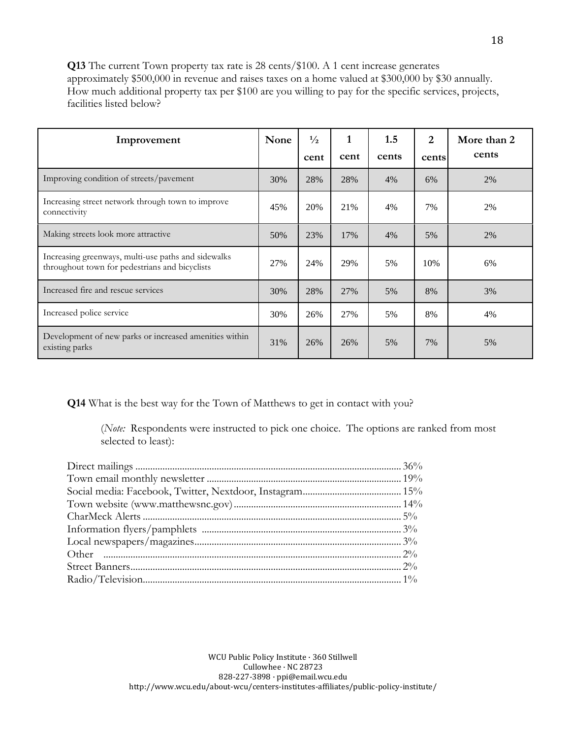**Q13** The current Town property tax rate is 28 cents/$100. A 1 cent increase generates approximately $500,000 in revenue and raises taxes on a home valued at $300,000 by $30 annually. How much additional property tax per $100 are you willing to pay for the specific services, projects, facilities listed below?

| Improvement | None | ½ cent | 1 cent | 1.5 cents | 2 cents | More than 2 cents |
|---|---|---|---|---|---|---|
| Improving condition of streets/pavement | 30% | 28% | 28% | 4% | 6% | 2% |
| Increasing street network through town to improve connectivity | 45% | 20% | 21% | 4% | 7% | 2% |
| Making streets look more attractive | 50% | 23% | 17% | 4% | 5% | 2% |
| Increasing greenways, multi-use paths and sidewalks throughout town for pedestrians and bicyclists | 27% | 24% | 29% | 5% | 10% | 6% |
| Increased fire and rescue services | 30% | 28% | 27% | 5% | 8% | 3% |
| Increased police service | 30% | 26% | 27% | 5% | 8% | 4% |
| Development of new parks or increased amenities within existing parks | 31% | 26% | 26% | 5% | 7% | 5% |

**Q14** What is the best way for the Town of Matthews to get in contact with you?

(*Note:* Respondents were instructed to pick one choice. The options are ranked from most selected to least):

Direct mailings ........................................ 36%
Town email monthly newsletter ........................................ 19%
Social media: Facebook, Twitter, Nextdoor, Instagram........................................ 15%
Town website (www.matthewsnc.gov) ........................................ 14%
CharMeck Alerts ........................................ 5%
Information flyers/pamphlets ........................................ 3%
Local newspapers/magazines........................................ 3%
Other ........................................ 2%
Street Banners........................................ 2%
Radio/Television........................................ 1%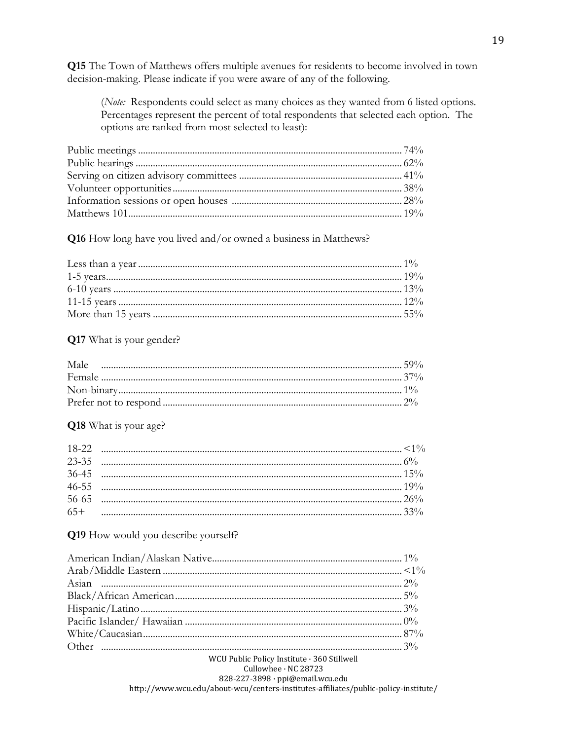**Q15** The Town of Matthews offers multiple avenues for residents to become involved in town decision-making. Please indicate if you were aware of any of the following.

> (*Note:* Respondents could select as many choices as they wanted from 6 listed options. Percentages represent the percent of total respondents that selected each option. The options are ranked from most selected to least):

| Option | Percent |
|---|---|
| Public meetings | 74% |
| Public hearings | 62% |
| Serving on citizen advisory committees | 41% |
| Volunteer opportunities | 38% |
| Information sessions or open houses | 28% |
| Matthews 101 | 19% |

**Q16** How long have you lived and/or owned a business in Matthews?

| Response | Percent |
|---|---|
| Less than a year | 1% |
| 1-5 years | 19% |
| 6-10 years | 13% |
| 11-15 years | 12% |
| More than 15 years | 55% |

**Q17** What is your gender?

| Response | Percent |
|---|---|
| Male | 59% |
| Female | 37% |
| Non-binary | 1% |
| Prefer not to respond | 2% |

**Q18** What is your age?

| Response | Percent |
|---|---|
| 18-22 | <1% |
| 23-35 | 6% |
| 36-45 | 15% |
| 46-55 | 19% |
| 56-65 | 26% |
| 65+ | 33% |

**Q19** How would you describe yourself?

| Response | Percent |
|---|---|
| American Indian/Alaskan Native | 1% |
| Arab/Middle Eastern | <1% |
| Asian | 2% |
| Black/African American | 5% |
| Hispanic/Latino | 3% |
| Pacific Islander/ Hawaiian | 0% |
| White/Caucasian | 87% |
| Other | 3% |

WCU Public Policy Institute · 360 Stillwell
Cullowhee · NC 28723
828-227-3898 · ppi@email.wcu.edu
http://www.wcu.edu/about-wcu/centers-institutes-affiliates/public-policy-institute/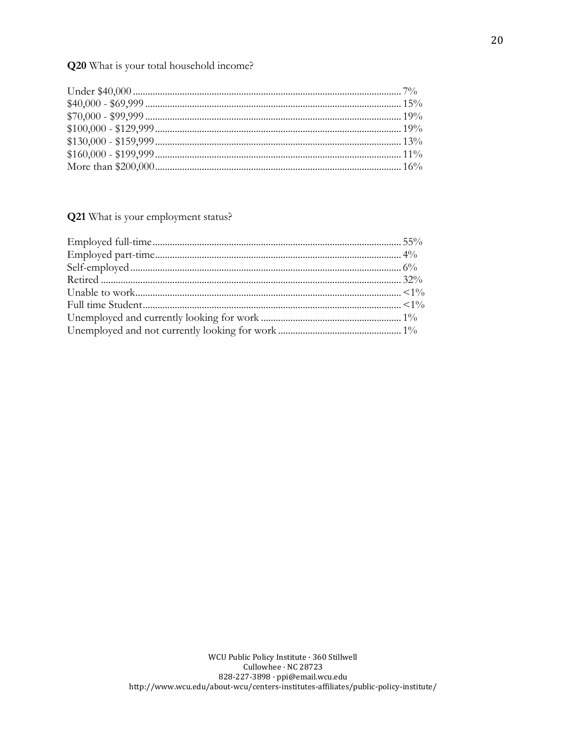**Q20** What is your total household income?

| | |
|---|---|
| Under $40,000 | 7% |
| $40,000 - $69,999 | 15% |
| $70,000 - $99,999 | 19% |
| $100,000 - $129,999 | 19% |
| $130,000 - $159,999 | 13% |
| $160,000 - $199,999 | 11% |
| More than $200,000 | 16% |

**Q21** What is your employment status?

| | |
|---|---|
| Employed full-time | 55% |
| Employed part-time | 4% |
| Self-employed | 6% |
| Retired | 32% |
| Unable to work | <1% |
| Full time Student | <1% |
| Unemployed and currently looking for work | 1% |
| Unemployed and not currently looking for work | 1% |

WCU Public Policy Institute · 360 Stillwell
Cullowhee · NC 28723
828-227-3898 · ppi@email.wcu.edu
http://www.wcu.edu/about-wcu/centers-institutes-affiliates/public-policy-institute/